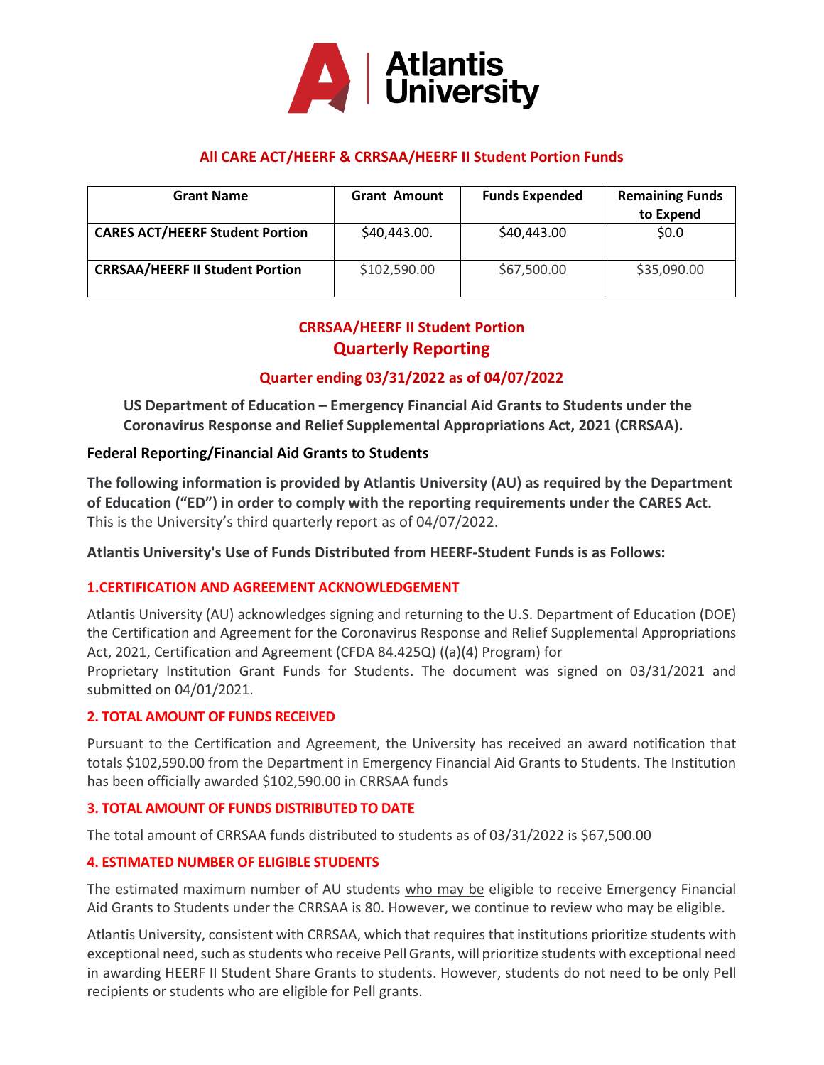# Atlantis University

## All CARE ACT/HEERF & CRRSAA/HEERF II Student Portion Funds

| Grant Name | Grant Amount | Funds Expended | Remaining Funds to Expend |
|---|---|---|---|
| **CARES ACT/HEERF Student Portion** | $40,443.00. | $40,443.00 | $0.0 |
| **CRRSAA/HEERF II Student Portion** | $102,590.00 | $67,500.00 | $35,090.00 |

## CRRSAA/HEERF II Student Portion
## Quarterly Reporting

### Quarter ending 03/31/2022 as of 04/07/2022

**US Department of Education – Emergency Financial Aid Grants to Students under the Coronavirus Response and Relief Supplemental Appropriations Act, 2021 (CRRSAA).**

**Federal Reporting/Financial Aid Grants to Students**

**The following information is provided by Atlantis University (AU) as required by the Department of Education ("ED") in order to comply with the reporting requirements under the CARES Act.** This is the University's third quarterly report as of 04/07/2022.

**Atlantis University's Use of Funds Distributed from HEERF-Student Funds is as Follows:**

### 1.CERTIFICATION AND AGREEMENT ACKNOWLEDGEMENT

Atlantis University (AU) acknowledges signing and returning to the U.S. Department of Education (DOE) the Certification and Agreement for the Coronavirus Response and Relief Supplemental Appropriations Act, 2021, Certification and Agreement (CFDA 84.425Q) ((a)(4) Program) for Proprietary Institution Grant Funds for Students. The document was signed on 03/31/2021 and submitted on 04/01/2021.

### 2. TOTAL AMOUNT OF FUNDS RECEIVED

Pursuant to the Certification and Agreement, the University has received an award notification that totals $102,590.00 from the Department in Emergency Financial Aid Grants to Students. The Institution has been officially awarded $102,590.00 in CRRSAA funds

### 3. TOTAL AMOUNT OF FUNDS DISTRIBUTED TO DATE

The total amount of CRRSAA funds distributed to students as of 03/31/2022 is $67,500.00

### 4. ESTIMATED NUMBER OF ELIGIBLE STUDENTS

The estimated maximum number of AU students who may be eligible to receive Emergency Financial Aid Grants to Students under the CRRSAA is 80. However, we continue to review who may be eligible.

Atlantis University, consistent with CRRSAA, which that requires that institutions prioritize students with exceptional need, such as students who receive Pell Grants, will prioritize students with exceptional need in awarding HEERF II Student Share Grants to students. However, students do not need to be only Pell recipients or students who are eligible for Pell grants.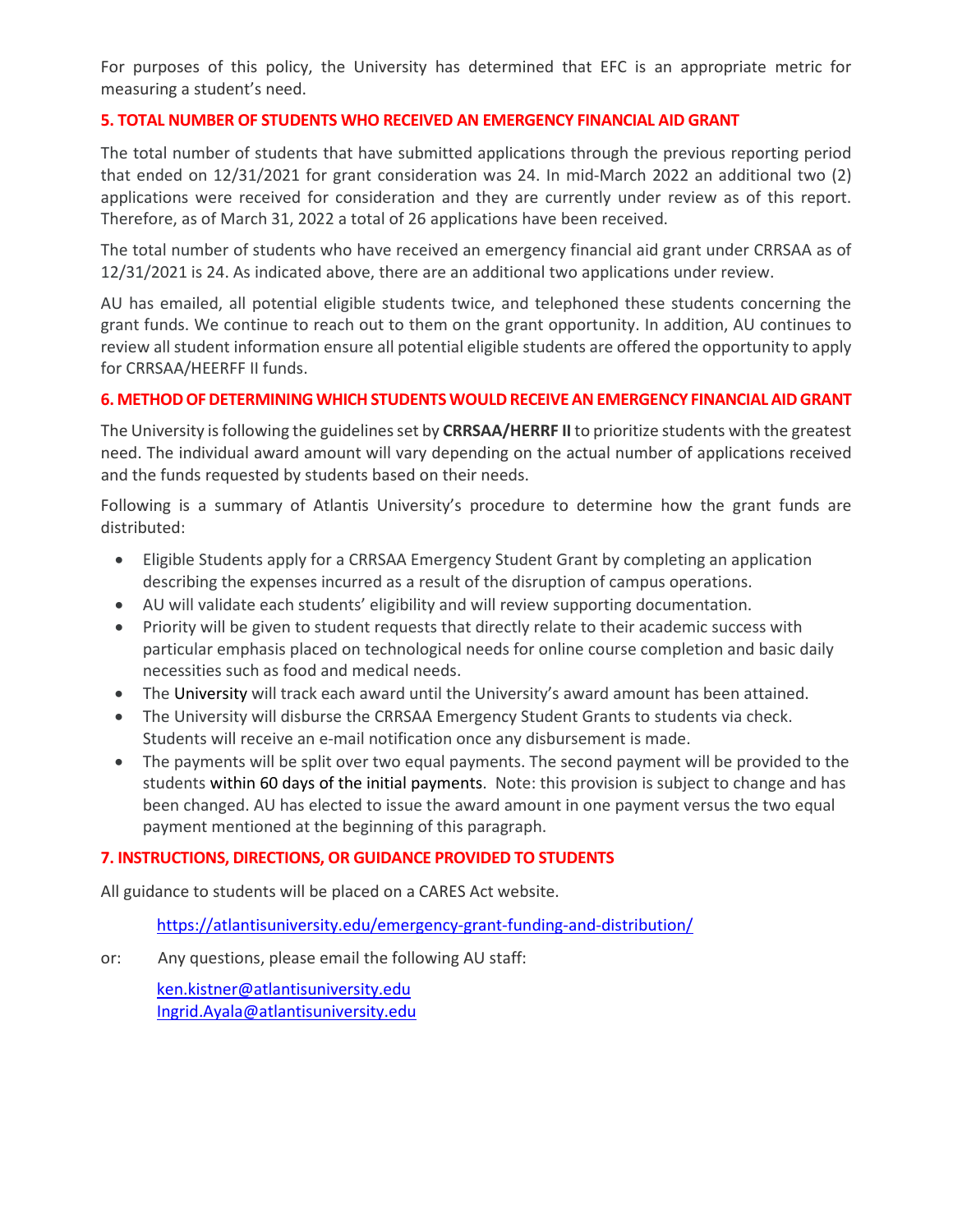For purposes of this policy, the University has determined that EFC is an appropriate metric for measuring a student's need.

## 5. TOTAL NUMBER OF STUDENTS WHO RECEIVED AN EMERGENCY FINANCIAL AID GRANT

The total number of students that have submitted applications through the previous reporting period that ended on 12/31/2021 for grant consideration was 24. In mid-March 2022 an additional two (2) applications were received for consideration and they are currently under review as of this report. Therefore, as of March 31, 2022 a total of 26 applications have been received.

The total number of students who have received an emergency financial aid grant under CRRSAA as of 12/31/2021 is 24. As indicated above, there are an additional two applications under review.

AU has emailed, all potential eligible students twice, and telephoned these students concerning the grant funds. We continue to reach out to them on the grant opportunity. In addition, AU continues to review all student information ensure all potential eligible students are offered the opportunity to apply for CRRSAA/HEERFF II funds.

## 6. METHOD OF DETERMINING WHICH STUDENTS WOULD RECEIVE AN EMERGENCY FINANCIAL AID GRANT

The University is following the guidelines set by **CRRSAA/HERRF II** to prioritize students with the greatest need. The individual award amount will vary depending on the actual number of applications received and the funds requested by students based on their needs.

Following is a summary of Atlantis University's procedure to determine how the grant funds are distributed:

- Eligible Students apply for a CRRSAA Emergency Student Grant by completing an application describing the expenses incurred as a result of the disruption of campus operations.
- AU will validate each students' eligibility and will review supporting documentation.
- Priority will be given to student requests that directly relate to their academic success with particular emphasis placed on technological needs for online course completion and basic daily necessities such as food and medical needs.
- The University will track each award until the University's award amount has been attained.
- The University will disburse the CRRSAA Emergency Student Grants to students via check. Students will receive an e-mail notification once any disbursement is made.
- The payments will be split over two equal payments. The second payment will be provided to the students within 60 days of the initial payments. Note: this provision is subject to change and has been changed. AU has elected to issue the award amount in one payment versus the two equal payment mentioned at the beginning of this paragraph.

## 7. INSTRUCTIONS, DIRECTIONS, OR GUIDANCE PROVIDED TO STUDENTS

All guidance to students will be placed on a CARES Act website.

https://atlantisuniversity.edu/emergency-grant-funding-and-distribution/

or: Any questions, please email the following AU staff:

ken.kistner@atlantisuniversity.edu
Ingrid.Ayala@atlantisuniversity.edu